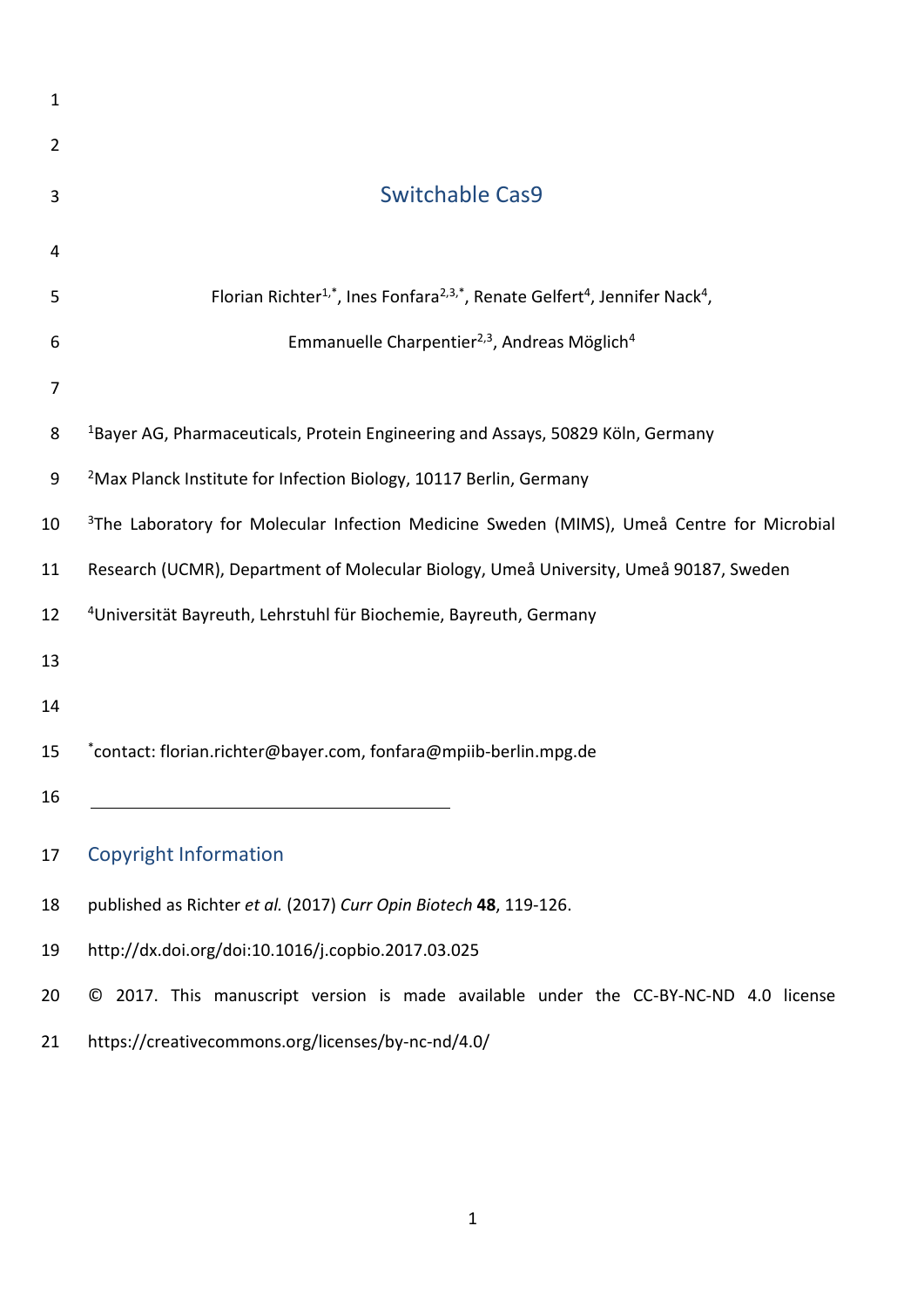# Switchable Cas9

Florian Richter[1,*], Ines Fonfara[2,3,*], Renate Gelfert[4], Jennifer Nack[4], Emmanuelle Charpentier[2,3], Andreas Möglich[4]

[1]Bayer AG, Pharmaceuticals, Protein Engineering and Assays, 50829 Köln, Germany

[2]Max Planck Institute for Infection Biology, 10117 Berlin, Germany

[3]The Laboratory for Molecular Infection Medicine Sweden (MIMS), Umeå Centre for Microbial Research (UCMR), Department of Molecular Biology, Umeå University, Umeå 90187, Sweden

[4]Universität Bayreuth, Lehrstuhl für Biochemie, Bayreuth, Germany

*contact: florian.richter@bayer.com, fonfara@mpiib-berlin.mpg.de

---

## Copyright Information

published as Richter *et al.* (2017) *Curr Opin Biotech* **48**, 119-126.

http://dx.doi.org/doi:10.1016/j.copbio.2017.03.025

© 2017. This manuscript version is made available under the CC-BY-NC-ND 4.0 license https://creativecommons.org/licenses/by-nc-nd/4.0/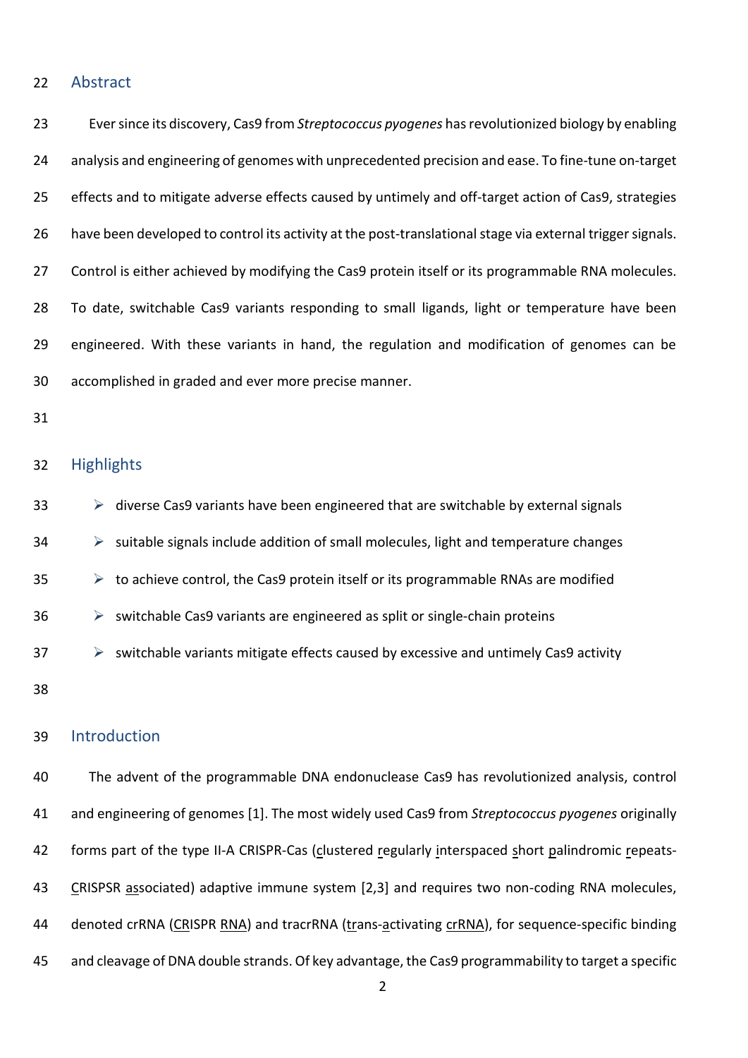## Abstract

Ever since its discovery, Cas9 from *Streptococcus pyogenes* has revolutionized biology by enabling analysis and engineering of genomes with unprecedented precision and ease. To fine-tune on-target effects and to mitigate adverse effects caused by untimely and off-target action of Cas9, strategies have been developed to control its activity at the post-translational stage via external trigger signals. Control is either achieved by modifying the Cas9 protein itself or its programmable RNA molecules. To date, switchable Cas9 variants responding to small ligands, light or temperature have been engineered. With these variants in hand, the regulation and modification of genomes can be accomplished in graded and ever more precise manner.

## Highlights

- diverse Cas9 variants have been engineered that are switchable by external signals
- suitable signals include addition of small molecules, light and temperature changes
- to achieve control, the Cas9 protein itself or its programmable RNAs are modified
- switchable Cas9 variants are engineered as split or single-chain proteins
- switchable variants mitigate effects caused by excessive and untimely Cas9 activity

## Introduction

The advent of the programmable DNA endonuclease Cas9 has revolutionized analysis, control and engineering of genomes [1]. The most widely used Cas9 from *Streptococcus pyogenes* originally forms part of the type II-A CRISPR-Cas (clustered regularly interspaced short palindromic repeats-CRISPSR associated) adaptive immune system [2,3] and requires two non-coding RNA molecules, denoted crRNA (CRISPR RNA) and tracrRNA (trans-activating crRNA), for sequence-specific binding and cleavage of DNA double strands. Of key advantage, the Cas9 programmability to target a specific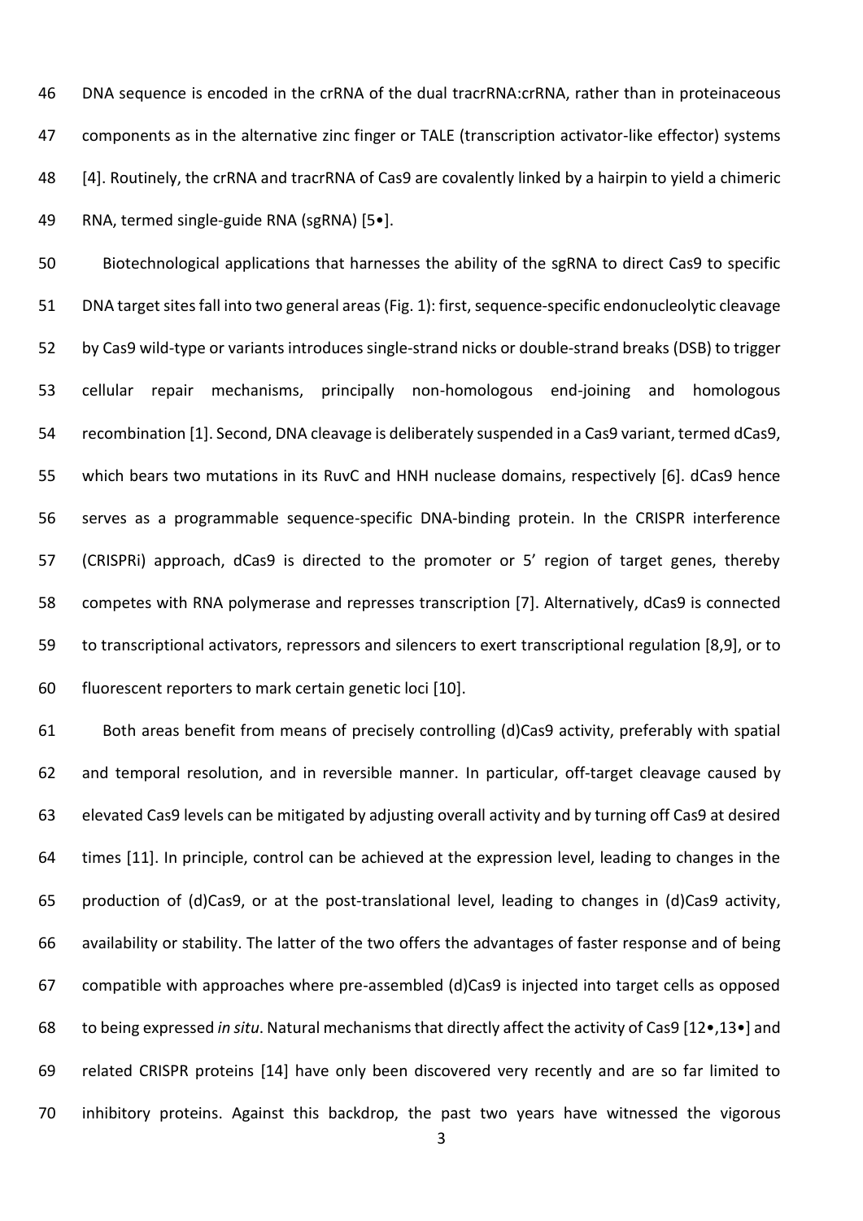DNA sequence is encoded in the crRNA of the dual tracrRNA:crRNA, rather than in proteinaceous components as in the alternative zinc finger or TALE (transcription activator-like effector) systems [4]. Routinely, the crRNA and tracrRNA of Cas9 are covalently linked by a hairpin to yield a chimeric RNA, termed single-guide RNA (sgRNA) [5•].

Biotechnological applications that harnesses the ability of the sgRNA to direct Cas9 to specific DNA target sites fall into two general areas (Fig. 1): first, sequence-specific endonucleolytic cleavage by Cas9 wild-type or variants introduces single-strand nicks or double-strand breaks (DSB) to trigger cellular repair mechanisms, principally non-homologous end-joining and homologous recombination [1]. Second, DNA cleavage is deliberately suspended in a Cas9 variant, termed dCas9, which bears two mutations in its RuvC and HNH nuclease domains, respectively [6]. dCas9 hence serves as a programmable sequence-specific DNA-binding protein. In the CRISPR interference (CRISPRi) approach, dCas9 is directed to the promoter or 5' region of target genes, thereby competes with RNA polymerase and represses transcription [7]. Alternatively, dCas9 is connected to transcriptional activators, repressors and silencers to exert transcriptional regulation [8,9], or to fluorescent reporters to mark certain genetic loci [10].

Both areas benefit from means of precisely controlling (d)Cas9 activity, preferably with spatial and temporal resolution, and in reversible manner. In particular, off-target cleavage caused by elevated Cas9 levels can be mitigated by adjusting overall activity and by turning off Cas9 at desired times [11]. In principle, control can be achieved at the expression level, leading to changes in the production of (d)Cas9, or at the post-translational level, leading to changes in (d)Cas9 activity, availability or stability. The latter of the two offers the advantages of faster response and of being compatible with approaches where pre-assembled (d)Cas9 is injected into target cells as opposed to being expressed *in situ*. Natural mechanisms that directly affect the activity of Cas9 [12•,13•] and related CRISPR proteins [14] have only been discovered very recently and are so far limited to inhibitory proteins. Against this backdrop, the past two years have witnessed the vigorous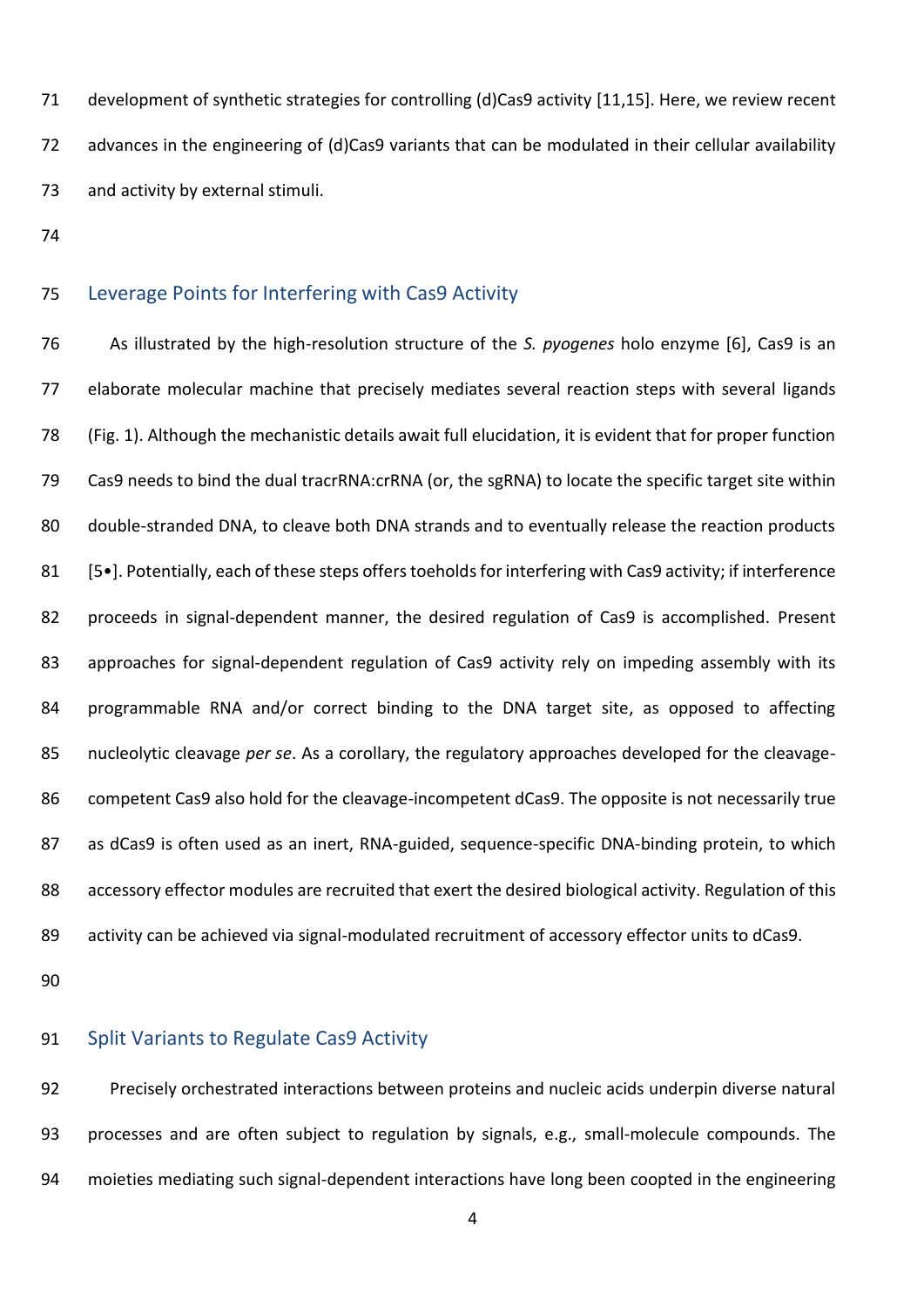development of synthetic strategies for controlling (d)Cas9 activity [11,15]. Here, we review recent advances in the engineering of (d)Cas9 variants that can be modulated in their cellular availability and activity by external stimuli.

## Leverage Points for Interfering with Cas9 Activity

As illustrated by the high-resolution structure of the *S. pyogenes* holo enzyme [6], Cas9 is an elaborate molecular machine that precisely mediates several reaction steps with several ligands (Fig. 1). Although the mechanistic details await full elucidation, it is evident that for proper function Cas9 needs to bind the dual tracrRNA:crRNA (or, the sgRNA) to locate the specific target site within double-stranded DNA, to cleave both DNA strands and to eventually release the reaction products [5•]. Potentially, each of these steps offers toeholds for interfering with Cas9 activity; if interference proceeds in signal-dependent manner, the desired regulation of Cas9 is accomplished. Present approaches for signal-dependent regulation of Cas9 activity rely on impeding assembly with its programmable RNA and/or correct binding to the DNA target site, as opposed to affecting nucleolytic cleavage *per se*. As a corollary, the regulatory approaches developed for the cleavage-competent Cas9 also hold for the cleavage-incompetent dCas9. The opposite is not necessarily true as dCas9 is often used as an inert, RNA-guided, sequence-specific DNA-binding protein, to which accessory effector modules are recruited that exert the desired biological activity. Regulation of this activity can be achieved via signal-modulated recruitment of accessory effector units to dCas9.

## Split Variants to Regulate Cas9 Activity

Precisely orchestrated interactions between proteins and nucleic acids underpin diverse natural processes and are often subject to regulation by signals, e.g., small-molecule compounds. The moieties mediating such signal-dependent interactions have long been coopted in the engineering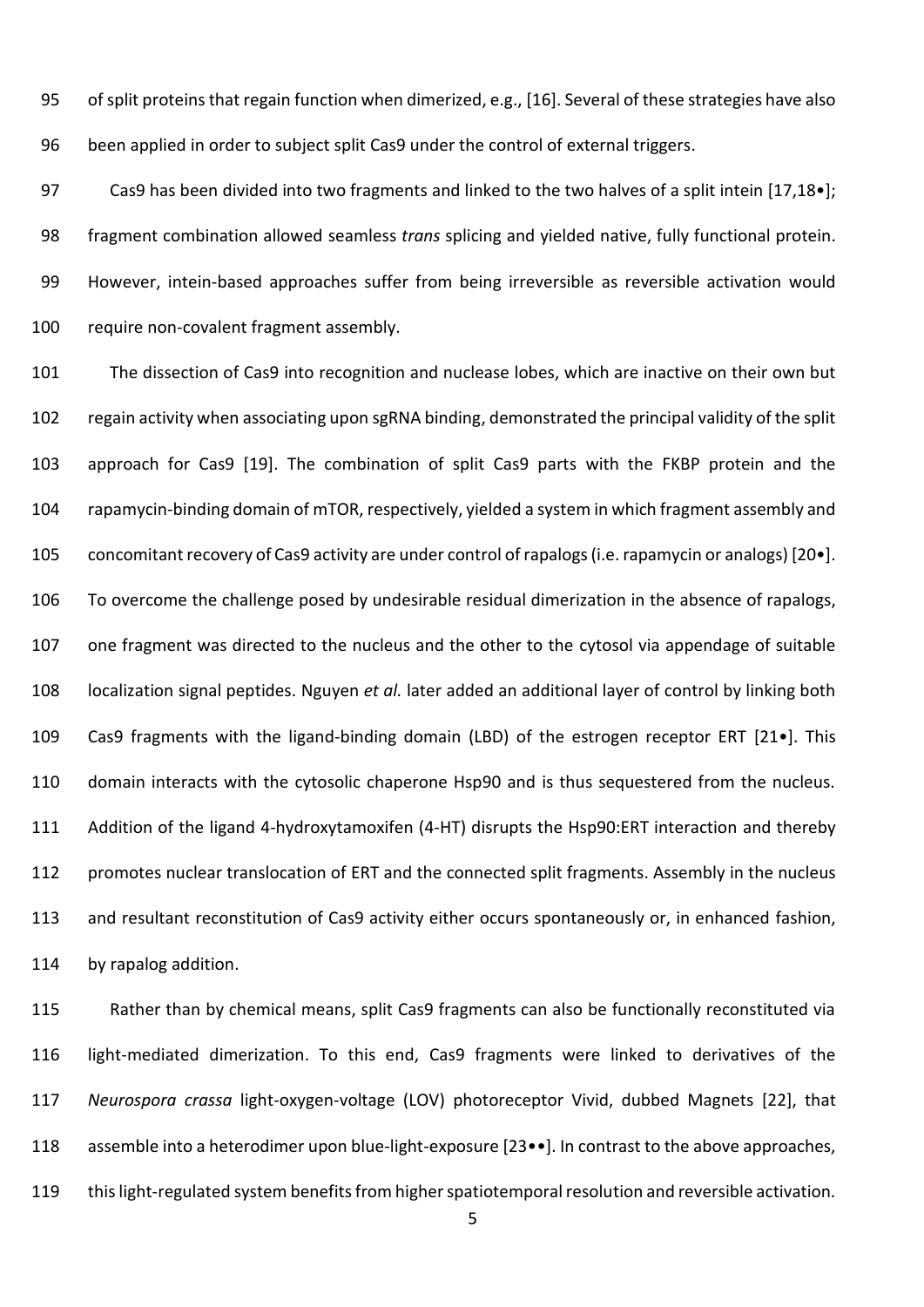of split proteins that regain function when dimerized, e.g., [16]. Several of these strategies have also been applied in order to subject split Cas9 under the control of external triggers.

Cas9 has been divided into two fragments and linked to the two halves of a split intein [17,18•]; fragment combination allowed seamless *trans* splicing and yielded native, fully functional protein. However, intein-based approaches suffer from being irreversible as reversible activation would require non-covalent fragment assembly.

The dissection of Cas9 into recognition and nuclease lobes, which are inactive on their own but regain activity when associating upon sgRNA binding, demonstrated the principal validity of the split approach for Cas9 [19]. The combination of split Cas9 parts with the FKBP protein and the rapamycin-binding domain of mTOR, respectively, yielded a system in which fragment assembly and concomitant recovery of Cas9 activity are under control of rapalogs (i.e. rapamycin or analogs) [20•]. To overcome the challenge posed by undesirable residual dimerization in the absence of rapalogs, one fragment was directed to the nucleus and the other to the cytosol via appendage of suitable localization signal peptides. Nguyen *et al.* later added an additional layer of control by linking both Cas9 fragments with the ligand-binding domain (LBD) of the estrogen receptor ERT [21•]. This domain interacts with the cytosolic chaperone Hsp90 and is thus sequestered from the nucleus. Addition of the ligand 4-hydroxytamoxifen (4-HT) disrupts the Hsp90:ERT interaction and thereby promotes nuclear translocation of ERT and the connected split fragments. Assembly in the nucleus and resultant reconstitution of Cas9 activity either occurs spontaneously or, in enhanced fashion, by rapalog addition.

Rather than by chemical means, split Cas9 fragments can also be functionally reconstituted via light-mediated dimerization. To this end, Cas9 fragments were linked to derivatives of the *Neurospora crassa* light-oxygen-voltage (LOV) photoreceptor Vivid, dubbed Magnets [22], that assemble into a heterodimer upon blue-light-exposure [23••]. In contrast to the above approaches, this light-regulated system benefits from higher spatiotemporal resolution and reversible activation.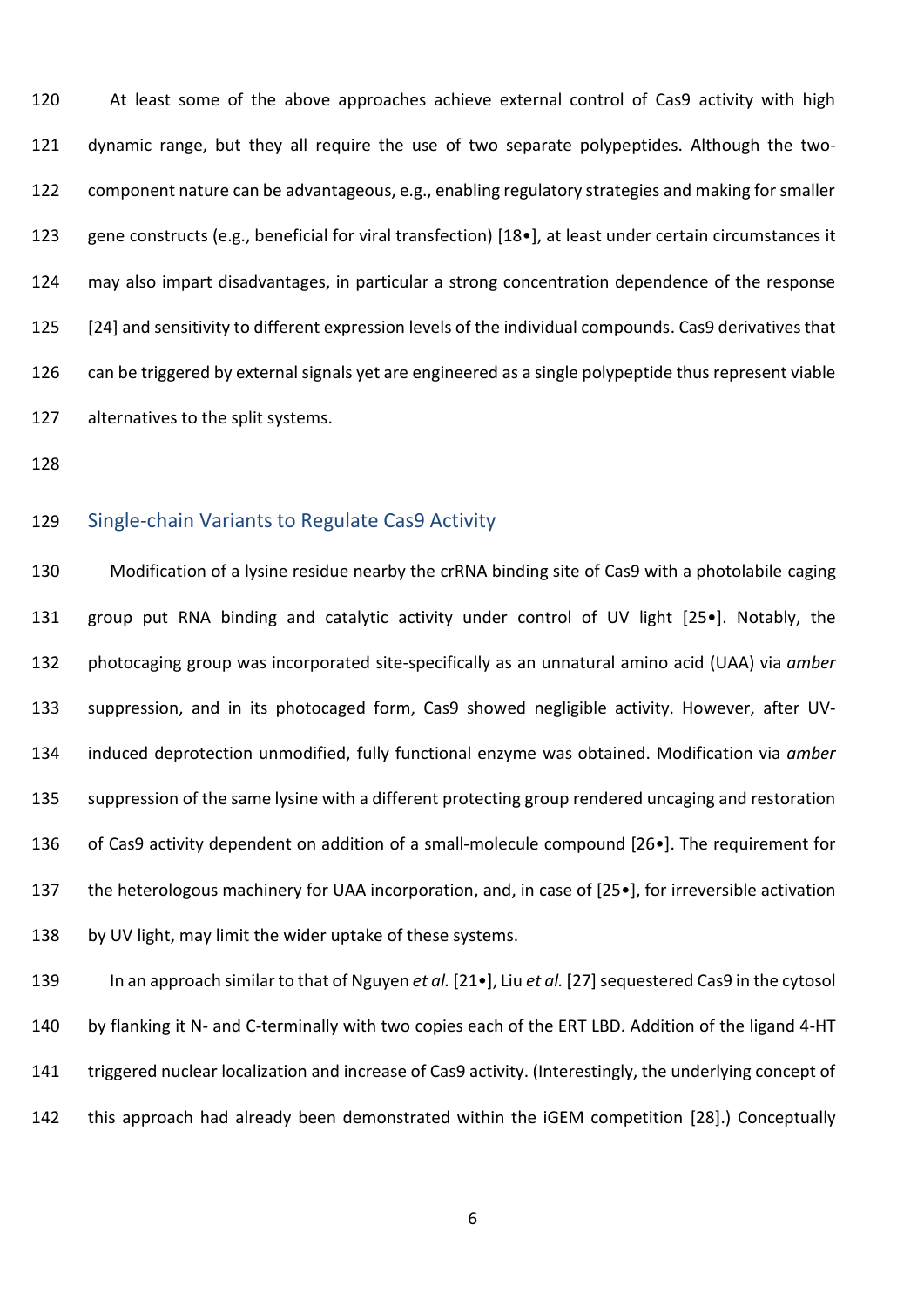At least some of the above approaches achieve external control of Cas9 activity with high dynamic range, but they all require the use of two separate polypeptides. Although the two-component nature can be advantageous, e.g., enabling regulatory strategies and making for smaller gene constructs (e.g., beneficial for viral transfection) [18•], at least under certain circumstances it may also impart disadvantages, in particular a strong concentration dependence of the response [24] and sensitivity to different expression levels of the individual compounds. Cas9 derivatives that can be triggered by external signals yet are engineered as a single polypeptide thus represent viable alternatives to the split systems.

## Single-chain Variants to Regulate Cas9 Activity

Modification of a lysine residue nearby the crRNA binding site of Cas9 with a photolabile caging group put RNA binding and catalytic activity under control of UV light [25•]. Notably, the photocaging group was incorporated site-specifically as an unnatural amino acid (UAA) via *amber* suppression, and in its photocaged form, Cas9 showed negligible activity. However, after UV-induced deprotection unmodified, fully functional enzyme was obtained. Modification via *amber* suppression of the same lysine with a different protecting group rendered uncaging and restoration of Cas9 activity dependent on addition of a small-molecule compound [26•]. The requirement for the heterologous machinery for UAA incorporation, and, in case of [25•], for irreversible activation by UV light, may limit the wider uptake of these systems.

In an approach similar to that of Nguyen *et al.* [21•], Liu *et al.* [27] sequestered Cas9 in the cytosol by flanking it N- and C-terminally with two copies each of the ERT LBD. Addition of the ligand 4-HT triggered nuclear localization and increase of Cas9 activity. (Interestingly, the underlying concept of this approach had already been demonstrated within the iGEM competition [28].) Conceptually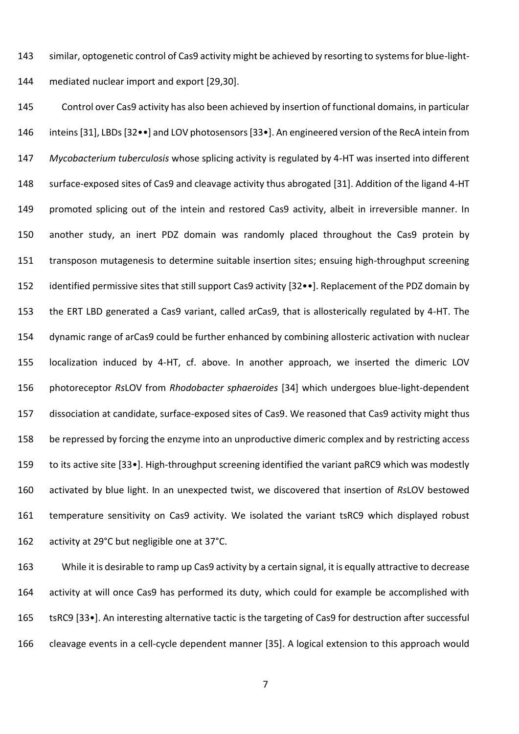similar, optogenetic control of Cas9 activity might be achieved by resorting to systems for blue-light-mediated nuclear import and export [29,30].

Control over Cas9 activity has also been achieved by insertion of functional domains, in particular inteins [31], LBDs [32••] and LOV photosensors [33•]. An engineered version of the RecA intein from *Mycobacterium tuberculosis* whose splicing activity is regulated by 4-HT was inserted into different surface-exposed sites of Cas9 and cleavage activity thus abrogated [31]. Addition of the ligand 4-HT promoted splicing out of the intein and restored Cas9 activity, albeit in irreversible manner. In another study, an inert PDZ domain was randomly placed throughout the Cas9 protein by transposon mutagenesis to determine suitable insertion sites; ensuing high-throughput screening identified permissive sites that still support Cas9 activity [32••]. Replacement of the PDZ domain by the ERT LBD generated a Cas9 variant, called arCas9, that is allosterically regulated by 4-HT. The dynamic range of arCas9 could be further enhanced by combining allosteric activation with nuclear localization induced by 4-HT, cf. above. In another approach, we inserted the dimeric LOV photoreceptor *Rs*LOV from *Rhodobacter sphaeroides* [34] which undergoes blue-light-dependent dissociation at candidate, surface-exposed sites of Cas9. We reasoned that Cas9 activity might thus be repressed by forcing the enzyme into an unproductive dimeric complex and by restricting access to its active site [33•]. High-throughput screening identified the variant paRC9 which was modestly activated by blue light. In an unexpected twist, we discovered that insertion of *Rs*LOV bestowed temperature sensitivity on Cas9 activity. We isolated the variant tsRC9 which displayed robust activity at 29°C but negligible one at 37°C.

While it is desirable to ramp up Cas9 activity by a certain signal, it is equally attractive to decrease activity at will once Cas9 has performed its duty, which could for example be accomplished with tsRC9 [33•]. An interesting alternative tactic is the targeting of Cas9 for destruction after successful cleavage events in a cell-cycle dependent manner [35]. A logical extension to this approach would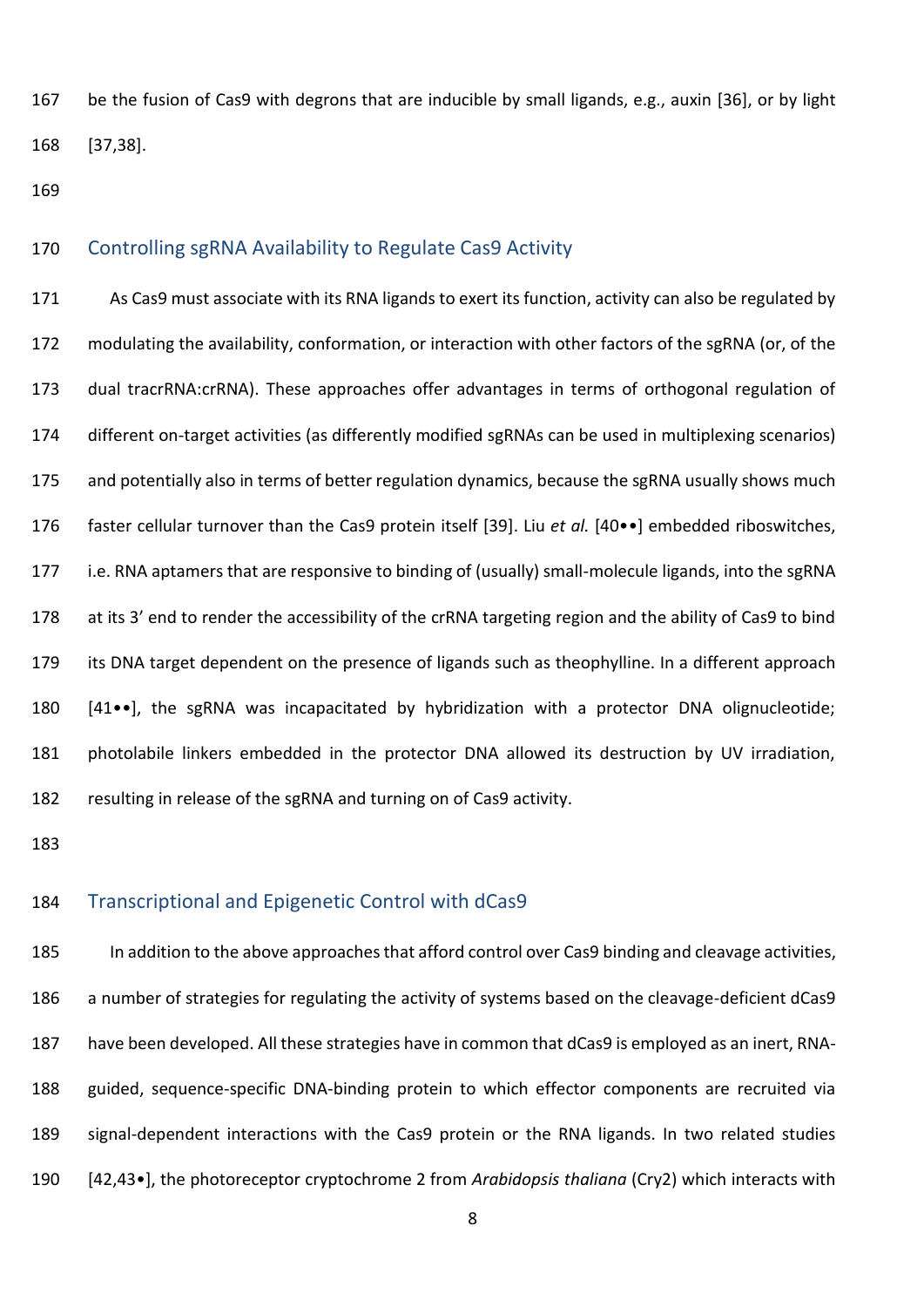be the fusion of Cas9 with degrons that are inducible by small ligands, e.g., auxin [36], or by light [37,38].

## Controlling sgRNA Availability to Regulate Cas9 Activity

As Cas9 must associate with its RNA ligands to exert its function, activity can also be regulated by modulating the availability, conformation, or interaction with other factors of the sgRNA (or, of the dual tracrRNA:crRNA). These approaches offer advantages in terms of orthogonal regulation of different on-target activities (as differently modified sgRNAs can be used in multiplexing scenarios) and potentially also in terms of better regulation dynamics, because the sgRNA usually shows much faster cellular turnover than the Cas9 protein itself [39]. Liu *et al.* [40••] embedded riboswitches, i.e. RNA aptamers that are responsive to binding of (usually) small-molecule ligands, into the sgRNA at its 3' end to render the accessibility of the crRNA targeting region and the ability of Cas9 to bind its DNA target dependent on the presence of ligands such as theophylline. In a different approach [41••], the sgRNA was incapacitated by hybridization with a protector DNA olignucleotide; photolabile linkers embedded in the protector DNA allowed its destruction by UV irradiation, resulting in release of the sgRNA and turning on of Cas9 activity.

## Transcriptional and Epigenetic Control with dCas9

In addition to the above approaches that afford control over Cas9 binding and cleavage activities, a number of strategies for regulating the activity of systems based on the cleavage-deficient dCas9 have been developed. All these strategies have in common that dCas9 is employed as an inert, RNA-guided, sequence-specific DNA-binding protein to which effector components are recruited via signal-dependent interactions with the Cas9 protein or the RNA ligands. In two related studies [42,43•], the photoreceptor cryptochrome 2 from *Arabidopsis thaliana* (Cry2) which interacts with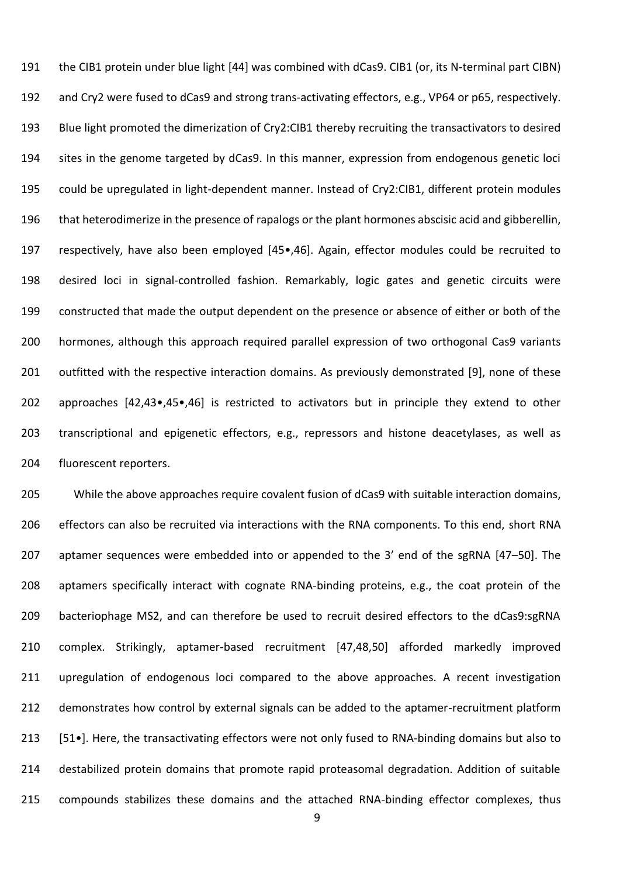the CIB1 protein under blue light [44] was combined with dCas9. CIB1 (or, its N-terminal part CIBN) and Cry2 were fused to dCas9 and strong trans-activating effectors, e.g., VP64 or p65, respectively. Blue light promoted the dimerization of Cry2:CIB1 thereby recruiting the transactivators to desired sites in the genome targeted by dCas9. In this manner, expression from endogenous genetic loci could be upregulated in light-dependent manner. Instead of Cry2:CIB1, different protein modules that heterodimerize in the presence of rapalogs or the plant hormones abscisic acid and gibberellin, respectively, have also been employed [45•,46]. Again, effector modules could be recruited to desired loci in signal-controlled fashion. Remarkably, logic gates and genetic circuits were constructed that made the output dependent on the presence or absence of either or both of the hormones, although this approach required parallel expression of two orthogonal Cas9 variants outfitted with the respective interaction domains. As previously demonstrated [9], none of these approaches [42,43•,45•,46] is restricted to activators but in principle they extend to other transcriptional and epigenetic effectors, e.g., repressors and histone deacetylases, as well as fluorescent reporters.

While the above approaches require covalent fusion of dCas9 with suitable interaction domains, effectors can also be recruited via interactions with the RNA components. To this end, short RNA aptamer sequences were embedded into or appended to the 3' end of the sgRNA [47–50]. The aptamers specifically interact with cognate RNA-binding proteins, e.g., the coat protein of the bacteriophage MS2, and can therefore be used to recruit desired effectors to the dCas9:sgRNA complex. Strikingly, aptamer-based recruitment [47,48,50] afforded markedly improved upregulation of endogenous loci compared to the above approaches. A recent investigation demonstrates how control by external signals can be added to the aptamer-recruitment platform [51•]. Here, the transactivating effectors were not only fused to RNA-binding domains but also to destabilized protein domains that promote rapid proteasomal degradation. Addition of suitable compounds stabilizes these domains and the attached RNA-binding effector complexes, thus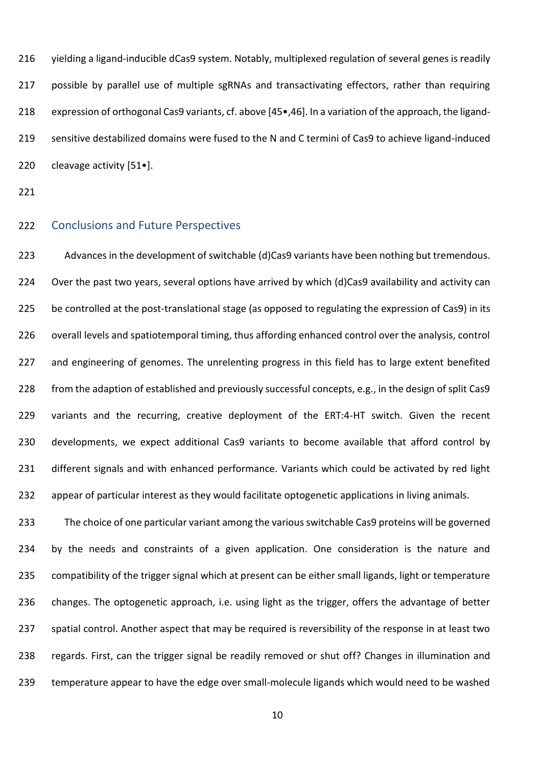yielding a ligand-inducible dCas9 system. Notably, multiplexed regulation of several genes is readily possible by parallel use of multiple sgRNAs and transactivating effectors, rather than requiring expression of orthogonal Cas9 variants, cf. above [45•,46]. In a variation of the approach, the ligand-sensitive destabilized domains were fused to the N and C termini of Cas9 to achieve ligand-induced cleavage activity [51•].

## Conclusions and Future Perspectives

Advances in the development of switchable (d)Cas9 variants have been nothing but tremendous. Over the past two years, several options have arrived by which (d)Cas9 availability and activity can be controlled at the post-translational stage (as opposed to regulating the expression of Cas9) in its overall levels and spatiotemporal timing, thus affording enhanced control over the analysis, control and engineering of genomes. The unrelenting progress in this field has to large extent benefited from the adaption of established and previously successful concepts, e.g., in the design of split Cas9 variants and the recurring, creative deployment of the ERT:4-HT switch. Given the recent developments, we expect additional Cas9 variants to become available that afford control by different signals and with enhanced performance. Variants which could be activated by red light appear of particular interest as they would facilitate optogenetic applications in living animals.

The choice of one particular variant among the various switchable Cas9 proteins will be governed by the needs and constraints of a given application. One consideration is the nature and compatibility of the trigger signal which at present can be either small ligands, light or temperature changes. The optogenetic approach, i.e. using light as the trigger, offers the advantage of better spatial control. Another aspect that may be required is reversibility of the response in at least two regards. First, can the trigger signal be readily removed or shut off? Changes in illumination and temperature appear to have the edge over small-molecule ligands which would need to be washed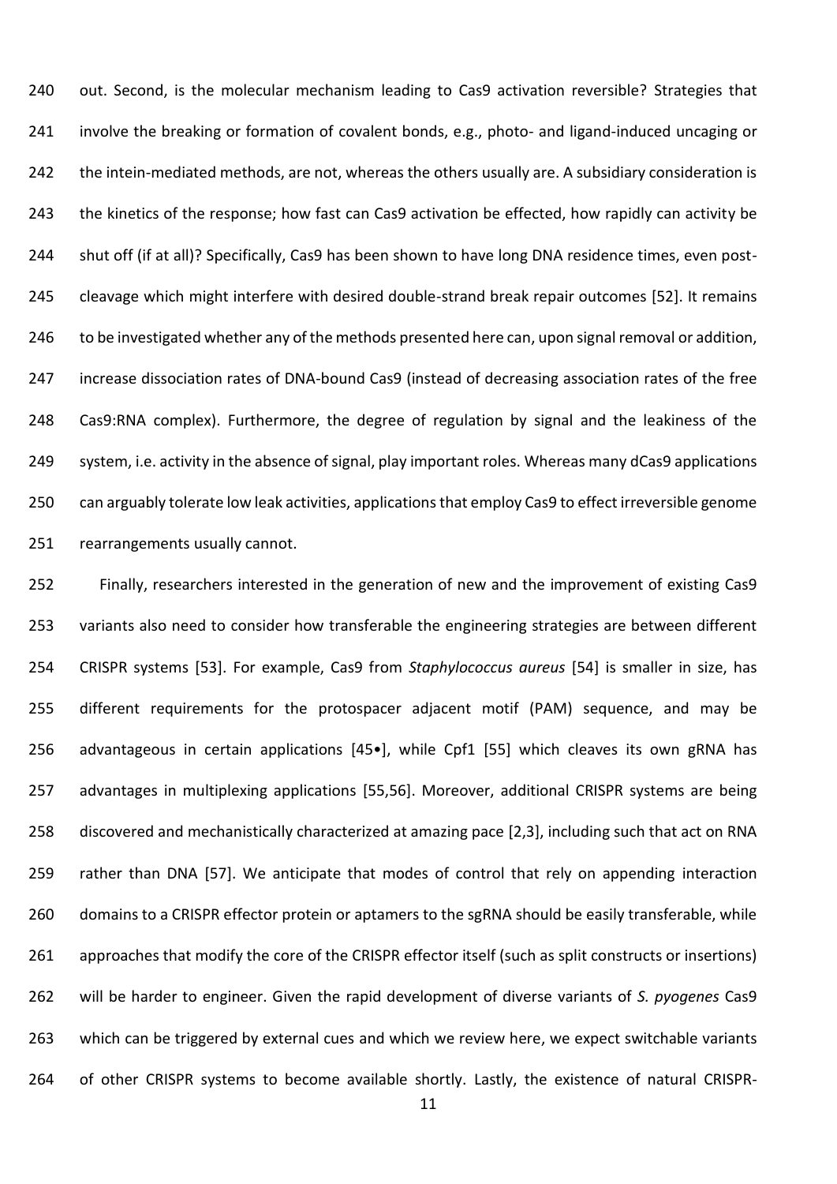out. Second, is the molecular mechanism leading to Cas9 activation reversible? Strategies that involve the breaking or formation of covalent bonds, e.g., photo- and ligand-induced uncaging or the intein-mediated methods, are not, whereas the others usually are. A subsidiary consideration is the kinetics of the response; how fast can Cas9 activation be effected, how rapidly can activity be shut off (if at all)? Specifically, Cas9 has been shown to have long DNA residence times, even post-cleavage which might interfere with desired double-strand break repair outcomes [52]. It remains to be investigated whether any of the methods presented here can, upon signal removal or addition, increase dissociation rates of DNA-bound Cas9 (instead of decreasing association rates of the free Cas9:RNA complex). Furthermore, the degree of regulation by signal and the leakiness of the system, i.e. activity in the absence of signal, play important roles. Whereas many dCas9 applications can arguably tolerate low leak activities, applications that employ Cas9 to effect irreversible genome rearrangements usually cannot.

Finally, researchers interested in the generation of new and the improvement of existing Cas9 variants also need to consider how transferable the engineering strategies are between different CRISPR systems [53]. For example, Cas9 from *Staphylococcus aureus* [54] is smaller in size, has different requirements for the protospacer adjacent motif (PAM) sequence, and may be advantageous in certain applications [45•], while Cpf1 [55] which cleaves its own gRNA has advantages in multiplexing applications [55,56]. Moreover, additional CRISPR systems are being discovered and mechanistically characterized at amazing pace [2,3], including such that act on RNA rather than DNA [57]. We anticipate that modes of control that rely on appending interaction domains to a CRISPR effector protein or aptamers to the sgRNA should be easily transferable, while approaches that modify the core of the CRISPR effector itself (such as split constructs or insertions) will be harder to engineer. Given the rapid development of diverse variants of *S. pyogenes* Cas9 which can be triggered by external cues and which we review here, we expect switchable variants of other CRISPR systems to become available shortly. Lastly, the existence of natural CRISPR-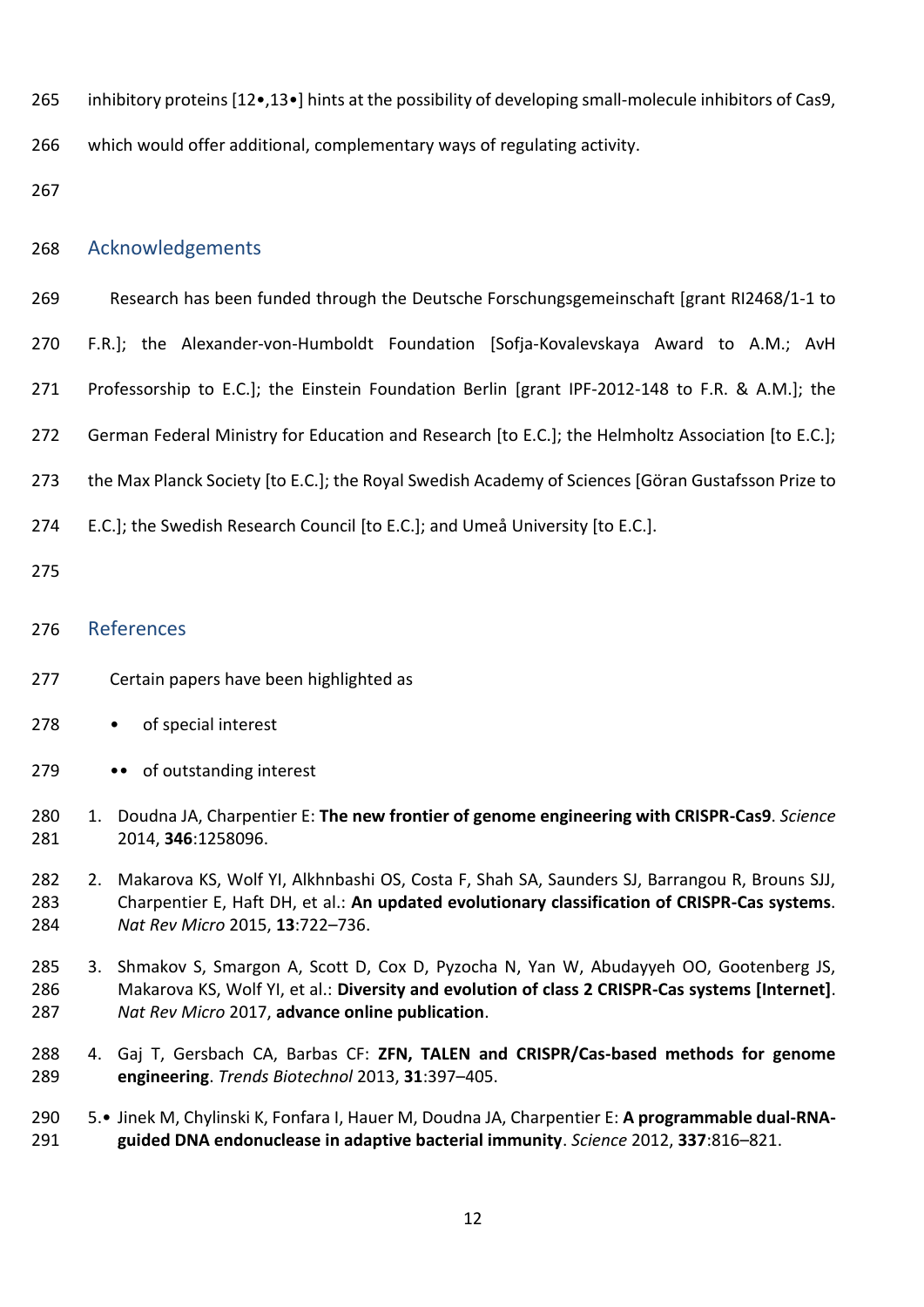inhibitory proteins [12•,13•] hints at the possibility of developing small-molecule inhibitors of Cas9, which would offer additional, complementary ways of regulating activity.

## Acknowledgements

Research has been funded through the Deutsche Forschungsgemeinschaft [grant RI2468/1-1 to F.R.]; the Alexander-von-Humboldt Foundation [Sofja-Kovalevskaya Award to A.M.; AvH Professorship to E.C.]; the Einstein Foundation Berlin [grant IPF-2012-148 to F.R. & A.M.]; the German Federal Ministry for Education and Research [to E.C.]; the Helmholtz Association [to E.C.]; the Max Planck Society [to E.C.]; the Royal Swedish Academy of Sciences [Göran Gustafsson Prize to E.C.]; the Swedish Research Council [to E.C.]; and Umeå University [to E.C.].

## References

Certain papers have been highlighted as

- • of special interest
- •• of outstanding interest

1. Doudna JA, Charpentier E: **The new frontier of genome engineering with CRISPR-Cas9**. *Science* 2014, **346**:1258096.
2. Makarova KS, Wolf YI, Alkhnbashi OS, Costa F, Shah SA, Saunders SJ, Barrangou R, Brouns SJJ, Charpentier E, Haft DH, et al.: **An updated evolutionary classification of CRISPR-Cas systems**. *Nat Rev Micro* 2015, **13**:722–736.
3. Shmakov S, Smargon A, Scott D, Cox D, Pyzocha N, Yan W, Abudayyeh OO, Gootenberg JS, Makarova KS, Wolf YI, et al.: **Diversity and evolution of class 2 CRISPR-Cas systems [Internet]**. *Nat Rev Micro* 2017, **advance online publication**.
4. Gaj T, Gersbach CA, Barbas CF: **ZFN, TALEN and CRISPR/Cas-based methods for genome engineering**. *Trends Biotechnol* 2013, **31**:397–405.
5. • Jinek M, Chylinski K, Fonfara I, Hauer M, Doudna JA, Charpentier E: **A programmable dual-RNA-guided DNA endonuclease in adaptive bacterial immunity**. *Science* 2012, **337**:816–821.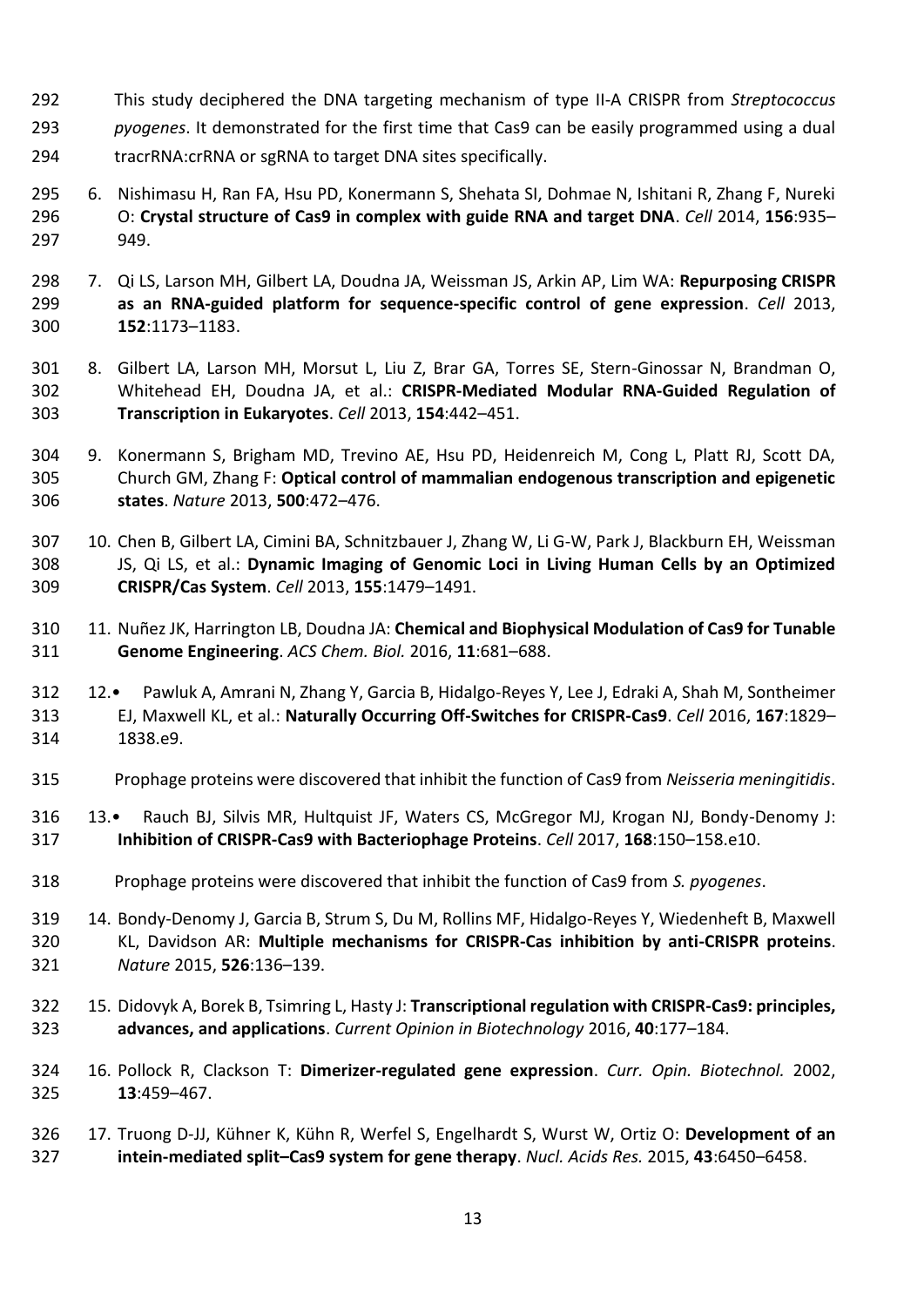This study deciphered the DNA targeting mechanism of type II-A CRISPR from *Streptococcus pyogenes*. It demonstrated for the first time that Cas9 can be easily programmed using a dual tracrRNA:crRNA or sgRNA to target DNA sites specifically.

6. Nishimasu H, Ran FA, Hsu PD, Konermann S, Shehata SI, Dohmae N, Ishitani R, Zhang F, Nureki O: **Crystal structure of Cas9 in complex with guide RNA and target DNA**. *Cell* 2014, **156**:935–949.

7. Qi LS, Larson MH, Gilbert LA, Doudna JA, Weissman JS, Arkin AP, Lim WA: **Repurposing CRISPR as an RNA-guided platform for sequence-specific control of gene expression**. *Cell* 2013, **152**:1173–1183.

8. Gilbert LA, Larson MH, Morsut L, Liu Z, Brar GA, Torres SE, Stern-Ginossar N, Brandman O, Whitehead EH, Doudna JA, et al.: **CRISPR-Mediated Modular RNA-Guided Regulation of Transcription in Eukaryotes**. *Cell* 2013, **154**:442–451.

9. Konermann S, Brigham MD, Trevino AE, Hsu PD, Heidenreich M, Cong L, Platt RJ, Scott DA, Church GM, Zhang F: **Optical control of mammalian endogenous transcription and epigenetic states**. *Nature* 2013, **500**:472–476.

10. Chen B, Gilbert LA, Cimini BA, Schnitzbauer J, Zhang W, Li G-W, Park J, Blackburn EH, Weissman JS, Qi LS, et al.: **Dynamic Imaging of Genomic Loci in Living Human Cells by an Optimized CRISPR/Cas System**. *Cell* 2013, **155**:1479–1491.

11. Nuñez JK, Harrington LB, Doudna JA: **Chemical and Biophysical Modulation of Cas9 for Tunable Genome Engineering**. *ACS Chem. Biol.* 2016, **11**:681–688.

12.• Pawluk A, Amrani N, Zhang Y, Garcia B, Hidalgo-Reyes Y, Lee J, Edraki A, Shah M, Sontheimer EJ, Maxwell KL, et al.: **Naturally Occurring Off-Switches for CRISPR-Cas9**. *Cell* 2016, **167**:1829–1838.e9.

    Prophage proteins were discovered that inhibit the function of Cas9 from *Neisseria meningitidis*.

13.• Rauch BJ, Silvis MR, Hultquist JF, Waters CS, McGregor MJ, Krogan NJ, Bondy-Denomy J: **Inhibition of CRISPR-Cas9 with Bacteriophage Proteins**. *Cell* 2017, **168**:150–158.e10.

    Prophage proteins were discovered that inhibit the function of Cas9 from *S. pyogenes*.

14. Bondy-Denomy J, Garcia B, Strum S, Du M, Rollins MF, Hidalgo-Reyes Y, Wiedenheft B, Maxwell KL, Davidson AR: **Multiple mechanisms for CRISPR-Cas inhibition by anti-CRISPR proteins**. *Nature* 2015, **526**:136–139.

15. Didovyk A, Borek B, Tsimring L, Hasty J: **Transcriptional regulation with CRISPR-Cas9: principles, advances, and applications**. *Current Opinion in Biotechnology* 2016, **40**:177–184.

16. Pollock R, Clackson T: **Dimerizer-regulated gene expression**. *Curr. Opin. Biotechnol.* 2002, **13**:459–467.

17. Truong D-JJ, Kühner K, Kühn R, Werfel S, Engelhardt S, Wurst W, Ortiz O: **Development of an intein-mediated split–Cas9 system for gene therapy**. *Nucl. Acids Res.* 2015, **43**:6450–6458.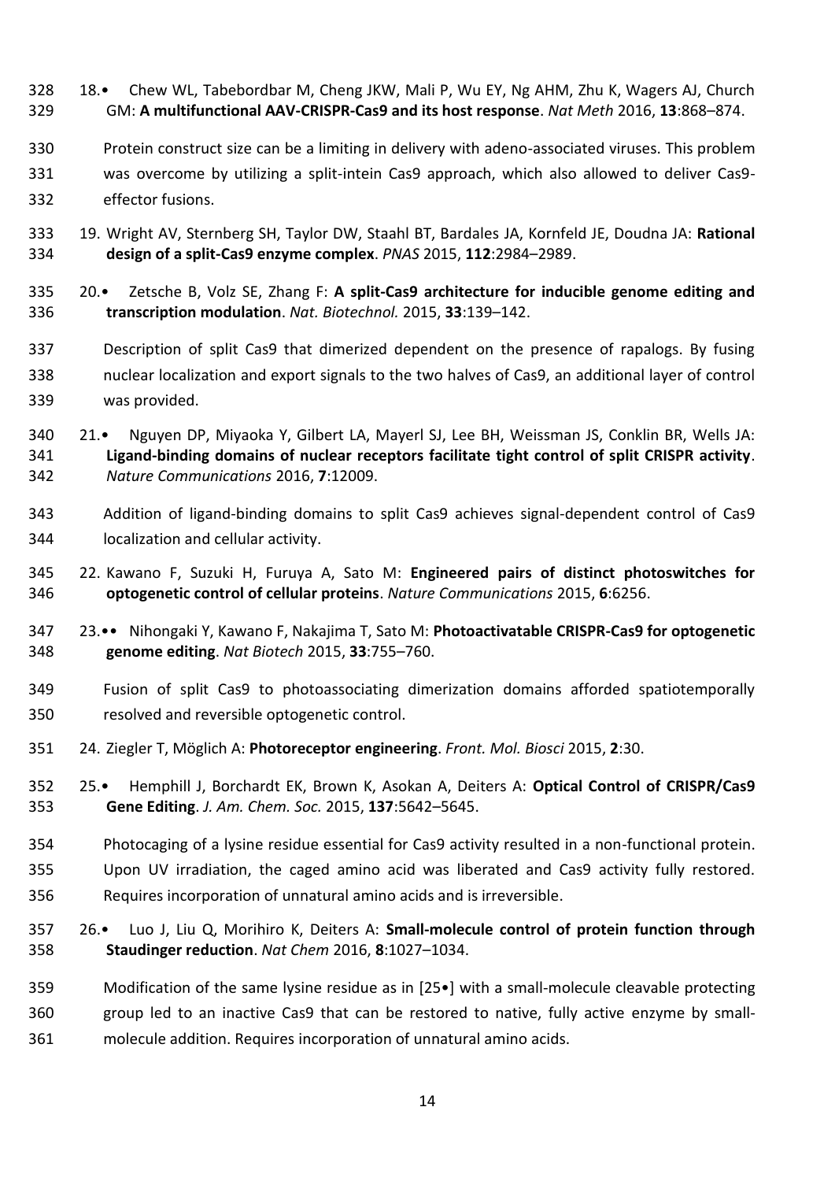18.• Chew WL, Tabebordbar M, Cheng JKW, Mali P, Wu EY, Ng AHM, Zhu K, Wagers AJ, Church GM: **A multifunctional AAV-CRISPR-Cas9 and its host response**. *Nat Meth* 2016, **13**:868–874.

Protein construct size can be a limiting in delivery with adeno-associated viruses. This problem was overcome by utilizing a split-intein Cas9 approach, which also allowed to deliver Cas9-effector fusions.

19. Wright AV, Sternberg SH, Taylor DW, Staahl BT, Bardales JA, Kornfeld JE, Doudna JA: **Rational design of a split-Cas9 enzyme complex**. *PNAS* 2015, **112**:2984–2989.

20.• Zetsche B, Volz SE, Zhang F: **A split-Cas9 architecture for inducible genome editing and transcription modulation**. *Nat. Biotechnol.* 2015, **33**:139–142.

Description of split Cas9 that dimerized dependent on the presence of rapalogs. By fusing nuclear localization and export signals to the two halves of Cas9, an additional layer of control was provided.

21.• Nguyen DP, Miyaoka Y, Gilbert LA, Mayerl SJ, Lee BH, Weissman JS, Conklin BR, Wells JA: **Ligand-binding domains of nuclear receptors facilitate tight control of split CRISPR activity**. *Nature Communications* 2016, **7**:12009.

Addition of ligand-binding domains to split Cas9 achieves signal-dependent control of Cas9 localization and cellular activity.

22. Kawano F, Suzuki H, Furuya A, Sato M: **Engineered pairs of distinct photoswitches for optogenetic control of cellular proteins**. *Nature Communications* 2015, **6**:6256.

23.•• Nihongaki Y, Kawano F, Nakajima T, Sato M: **Photoactivatable CRISPR-Cas9 for optogenetic genome editing**. *Nat Biotech* 2015, **33**:755–760.

Fusion of split Cas9 to photoassociating dimerization domains afforded spatiotemporally resolved and reversible optogenetic control.

24. Ziegler T, Möglich A: **Photoreceptor engineering**. *Front. Mol. Biosci* 2015, **2**:30.

25.• Hemphill J, Borchardt EK, Brown K, Asokan A, Deiters A: **Optical Control of CRISPR/Cas9 Gene Editing**. *J. Am. Chem. Soc.* 2015, **137**:5642–5645.

Photocaging of a lysine residue essential for Cas9 activity resulted in a non-functional protein. Upon UV irradiation, the caged amino acid was liberated and Cas9 activity fully restored. Requires incorporation of unnatural amino acids and is irreversible.

26.• Luo J, Liu Q, Morihiro K, Deiters A: **Small-molecule control of protein function through Staudinger reduction**. *Nat Chem* 2016, **8**:1027–1034.

Modification of the same lysine residue as in [25•] with a small-molecule cleavable protecting group led to an inactive Cas9 that can be restored to native, fully active enzyme by small-molecule addition. Requires incorporation of unnatural amino acids.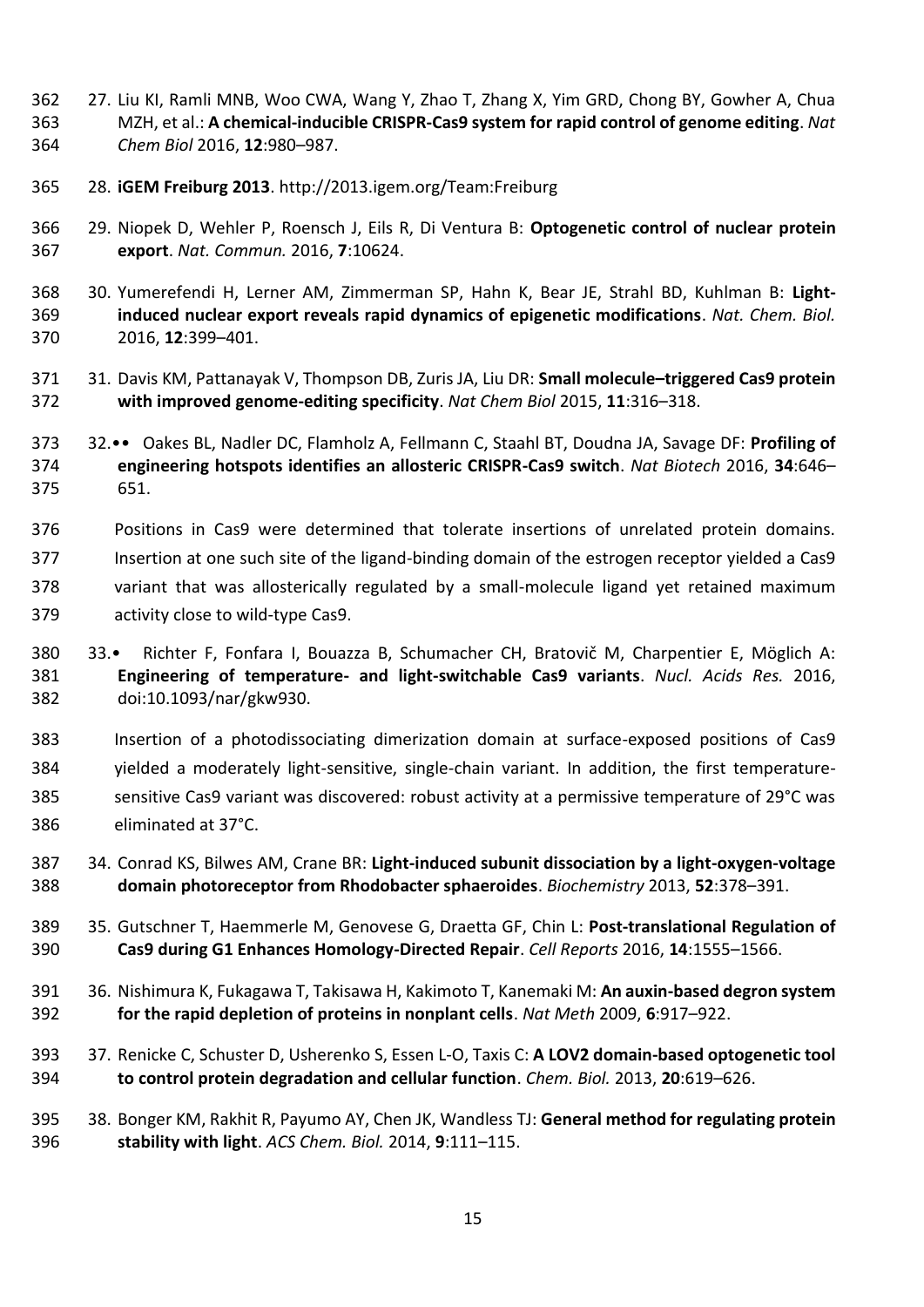27. Liu KI, Ramli MNB, Woo CWA, Wang Y, Zhao T, Zhang X, Yim GRD, Chong BY, Gowher A, Chua MZH, et al.: **A chemical-inducible CRISPR-Cas9 system for rapid control of genome editing**. *Nat Chem Biol* 2016, **12**:980–987.

28. **iGEM Freiburg 2013**. http://2013.igem.org/Team:Freiburg

29. Niopek D, Wehler P, Roensch J, Eils R, Di Ventura B: **Optogenetic control of nuclear protein export**. *Nat. Commun.* 2016, **7**:10624.

30. Yumerefendi H, Lerner AM, Zimmerman SP, Hahn K, Bear JE, Strahl BD, Kuhlman B: **Light-induced nuclear export reveals rapid dynamics of epigenetic modifications**. *Nat. Chem. Biol.* 2016, **12**:399–401.

31. Davis KM, Pattanayak V, Thompson DB, Zuris JA, Liu DR: **Small molecule–triggered Cas9 protein with improved genome-editing specificity**. *Nat Chem Biol* 2015, **11**:316–318.

32.•• Oakes BL, Nadler DC, Flamholz A, Fellmann C, Staahl BT, Doudna JA, Savage DF: **Profiling of engineering hotspots identifies an allosteric CRISPR-Cas9 switch**. *Nat Biotech* 2016, **34**:646–651.

    Positions in Cas9 were determined that tolerate insertions of unrelated protein domains. Insertion at one such site of the ligand-binding domain of the estrogen receptor yielded a Cas9 variant that was allosterically regulated by a small-molecule ligand yet retained maximum activity close to wild-type Cas9.

33.• Richter F, Fonfara I, Bouazza B, Schumacher CH, Bratovič M, Charpentier E, Möglich A: **Engineering of temperature- and light-switchable Cas9 variants**. *Nucl. Acids Res.* 2016, doi:10.1093/nar/gkw930.

    Insertion of a photodissociating dimerization domain at surface-exposed positions of Cas9 yielded a moderately light-sensitive, single-chain variant. In addition, the first temperature-sensitive Cas9 variant was discovered: robust activity at a permissive temperature of 29°C was eliminated at 37°C.

34. Conrad KS, Bilwes AM, Crane BR: **Light-induced subunit dissociation by a light-oxygen-voltage domain photoreceptor from Rhodobacter sphaeroides**. *Biochemistry* 2013, **52**:378–391.

35. Gutschner T, Haemmerle M, Genovese G, Draetta GF, Chin L: **Post-translational Regulation of Cas9 during G1 Enhances Homology-Directed Repair**. *Cell Reports* 2016, **14**:1555–1566.

36. Nishimura K, Fukagawa T, Takisawa H, Kakimoto T, Kanemaki M: **An auxin-based degron system for the rapid depletion of proteins in nonplant cells**. *Nat Meth* 2009, **6**:917–922.

37. Renicke C, Schuster D, Usherenko S, Essen L-O, Taxis C: **A LOV2 domain-based optogenetic tool to control protein degradation and cellular function**. *Chem. Biol.* 2013, **20**:619–626.

38. Bonger KM, Rakhit R, Payumo AY, Chen JK, Wandless TJ: **General method for regulating protein stability with light**. *ACS Chem. Biol.* 2014, **9**:111–115.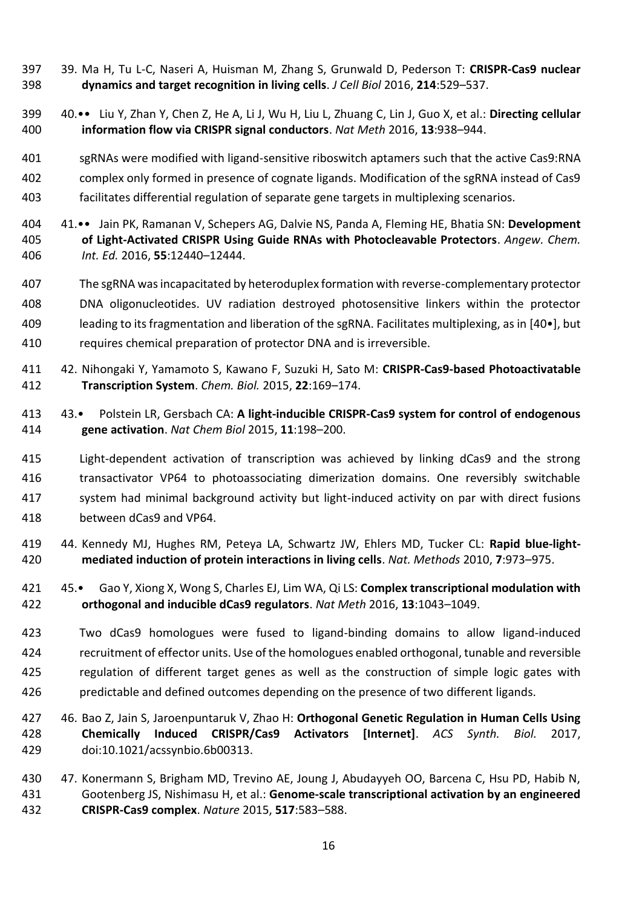39. Ma H, Tu L-C, Naseri A, Huisman M, Zhang S, Grunwald D, Pederson T: **CRISPR-Cas9 nuclear dynamics and target recognition in living cells**. *J Cell Biol* 2016, **214**:529–537.

40.•• Liu Y, Zhan Y, Chen Z, He A, Li J, Wu H, Liu L, Zhuang C, Lin J, Guo X, et al.: **Directing cellular information flow via CRISPR signal conductors**. *Nat Meth* 2016, **13**:938–944.

sgRNAs were modified with ligand-sensitive riboswitch aptamers such that the active Cas9:RNA complex only formed in presence of cognate ligands. Modification of the sgRNA instead of Cas9 facilitates differential regulation of separate gene targets in multiplexing scenarios.

41.•• Jain PK, Ramanan V, Schepers AG, Dalvie NS, Panda A, Fleming HE, Bhatia SN: **Development of Light-Activated CRISPR Using Guide RNAs with Photocleavable Protectors**. *Angew. Chem. Int. Ed.* 2016, **55**:12440–12444.

The sgRNA was incapacitated by heteroduplex formation with reverse-complementary protector DNA oligonucleotides. UV radiation destroyed photosensitive linkers within the protector leading to its fragmentation and liberation of the sgRNA. Facilitates multiplexing, as in [40•], but requires chemical preparation of protector DNA and is irreversible.

42. Nihongaki Y, Yamamoto S, Kawano F, Suzuki H, Sato M: **CRISPR-Cas9-based Photoactivatable Transcription System**. *Chem. Biol.* 2015, **22**:169–174.

43.• Polstein LR, Gersbach CA: **A light-inducible CRISPR-Cas9 system for control of endogenous gene activation**. *Nat Chem Biol* 2015, **11**:198–200.

Light-dependent activation of transcription was achieved by linking dCas9 and the strong transactivator VP64 to photoassociating dimerization domains. One reversibly switchable system had minimal background activity but light-induced activity on par with direct fusions between dCas9 and VP64.

44. Kennedy MJ, Hughes RM, Peteya LA, Schwartz JW, Ehlers MD, Tucker CL: **Rapid blue-light-mediated induction of protein interactions in living cells**. *Nat. Methods* 2010, **7**:973–975.

45.• Gao Y, Xiong X, Wong S, Charles EJ, Lim WA, Qi LS: **Complex transcriptional modulation with orthogonal and inducible dCas9 regulators**. *Nat Meth* 2016, **13**:1043–1049.

Two dCas9 homologues were fused to ligand-binding domains to allow ligand-induced recruitment of effector units. Use of the homologues enabled orthogonal, tunable and reversible regulation of different target genes as well as the construction of simple logic gates with predictable and defined outcomes depending on the presence of two different ligands.

46. Bao Z, Jain S, Jaroenpuntaruk V, Zhao H: **Orthogonal Genetic Regulation in Human Cells Using Chemically Induced CRISPR/Cas9 Activators [Internet]**. *ACS Synth. Biol.* 2017, doi:10.1021/acssynbio.6b00313.

47. Konermann S, Brigham MD, Trevino AE, Joung J, Abudayyeh OO, Barcena C, Hsu PD, Habib N, Gootenberg JS, Nishimasu H, et al.: **Genome-scale transcriptional activation by an engineered CRISPR-Cas9 complex**. *Nature* 2015, **517**:583–588.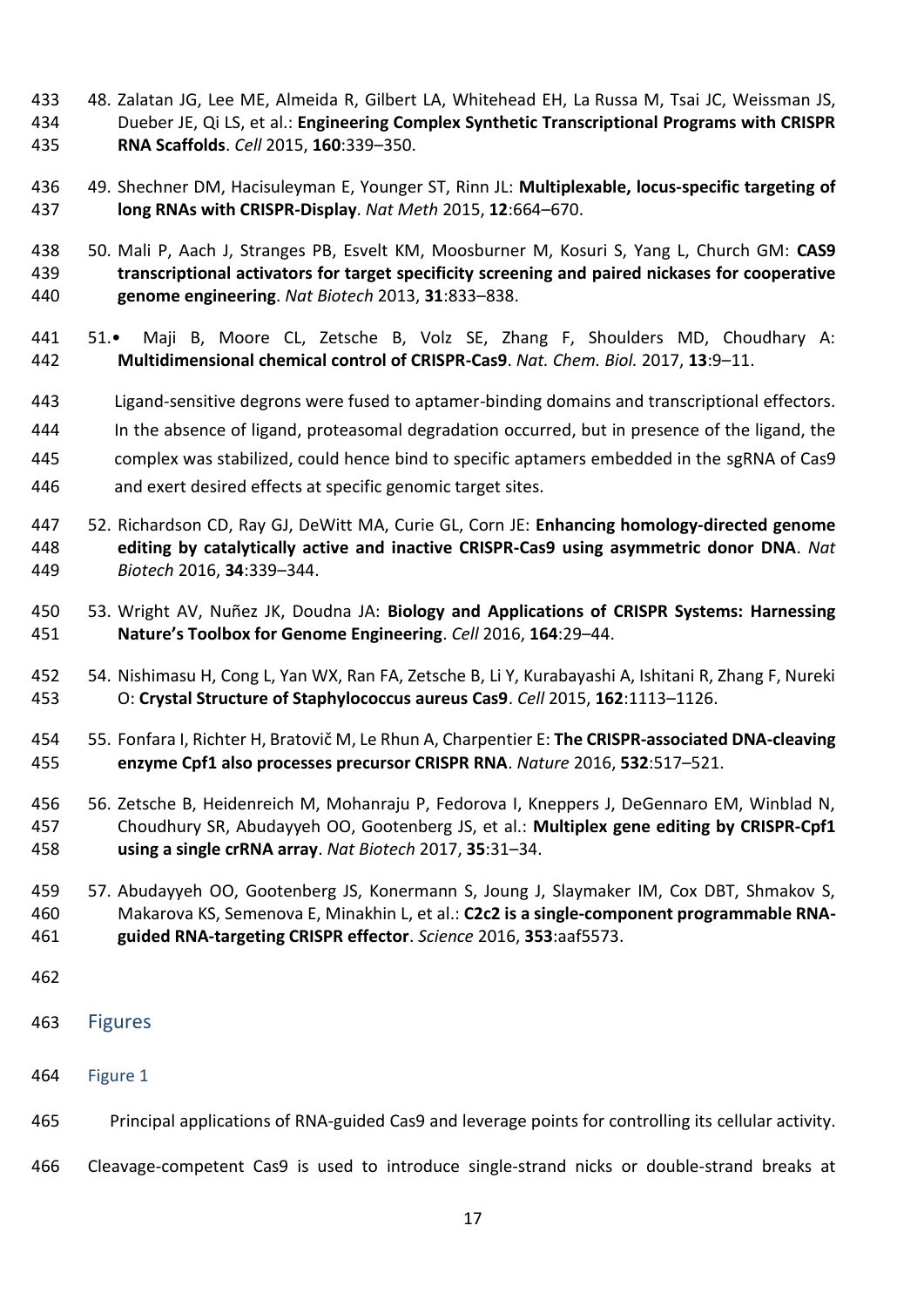48. Zalatan JG, Lee ME, Almeida R, Gilbert LA, Whitehead EH, La Russa M, Tsai JC, Weissman JS, Dueber JE, Qi LS, et al.: **Engineering Complex Synthetic Transcriptional Programs with CRISPR RNA Scaffolds**. *Cell* 2015, **160**:339–350.

49. Shechner DM, Hacisuleyman E, Younger ST, Rinn JL: **Multiplexable, locus-specific targeting of long RNAs with CRISPR-Display**. *Nat Meth* 2015, **12**:664–670.

50. Mali P, Aach J, Stranges PB, Esvelt KM, Moosburner M, Kosuri S, Yang L, Church GM: **CAS9 transcriptional activators for target specificity screening and paired nickases for cooperative genome engineering**. *Nat Biotech* 2013, **31**:833–838.

51.• Maji B, Moore CL, Zetsche B, Volz SE, Zhang F, Shoulders MD, Choudhary A: **Multidimensional chemical control of CRISPR-Cas9**. *Nat. Chem. Biol.* 2017, **13**:9–11.

    Ligand-sensitive degrons were fused to aptamer-binding domains and transcriptional effectors. In the absence of ligand, proteasomal degradation occurred, but in presence of the ligand, the complex was stabilized, could hence bind to specific aptamers embedded in the sgRNA of Cas9 and exert desired effects at specific genomic target sites.

52. Richardson CD, Ray GJ, DeWitt MA, Curie GL, Corn JE: **Enhancing homology-directed genome editing by catalytically active and inactive CRISPR-Cas9 using asymmetric donor DNA**. *Nat Biotech* 2016, **34**:339–344.

53. Wright AV, Nuñez JK, Doudna JA: **Biology and Applications of CRISPR Systems: Harnessing Nature's Toolbox for Genome Engineering**. *Cell* 2016, **164**:29–44.

54. Nishimasu H, Cong L, Yan WX, Ran FA, Zetsche B, Li Y, Kurabayashi A, Ishitani R, Zhang F, Nureki O: **Crystal Structure of Staphylococcus aureus Cas9**. *Cell* 2015, **162**:1113–1126.

55. Fonfara I, Richter H, Bratovič M, Le Rhun A, Charpentier E: **The CRISPR-associated DNA-cleaving enzyme Cpf1 also processes precursor CRISPR RNA**. *Nature* 2016, **532**:517–521.

56. Zetsche B, Heidenreich M, Mohanraju P, Fedorova I, Kneppers J, DeGennaro EM, Winblad N, Choudhury SR, Abudayyeh OO, Gootenberg JS, et al.: **Multiplex gene editing by CRISPR-Cpf1 using a single crRNA array**. *Nat Biotech* 2017, **35**:31–34.

57. Abudayyeh OO, Gootenberg JS, Konermann S, Joung J, Slaymaker IM, Cox DBT, Shmakov S, Makarova KS, Semenova E, Minakhin L, et al.: **C2c2 is a single-component programmable RNA-guided RNA-targeting CRISPR effector**. *Science* 2016, **353**:aaf5573.

## Figures

### Figure 1

Principal applications of RNA-guided Cas9 and leverage points for controlling its cellular activity.

Cleavage-competent Cas9 is used to introduce single-strand nicks or double-strand breaks at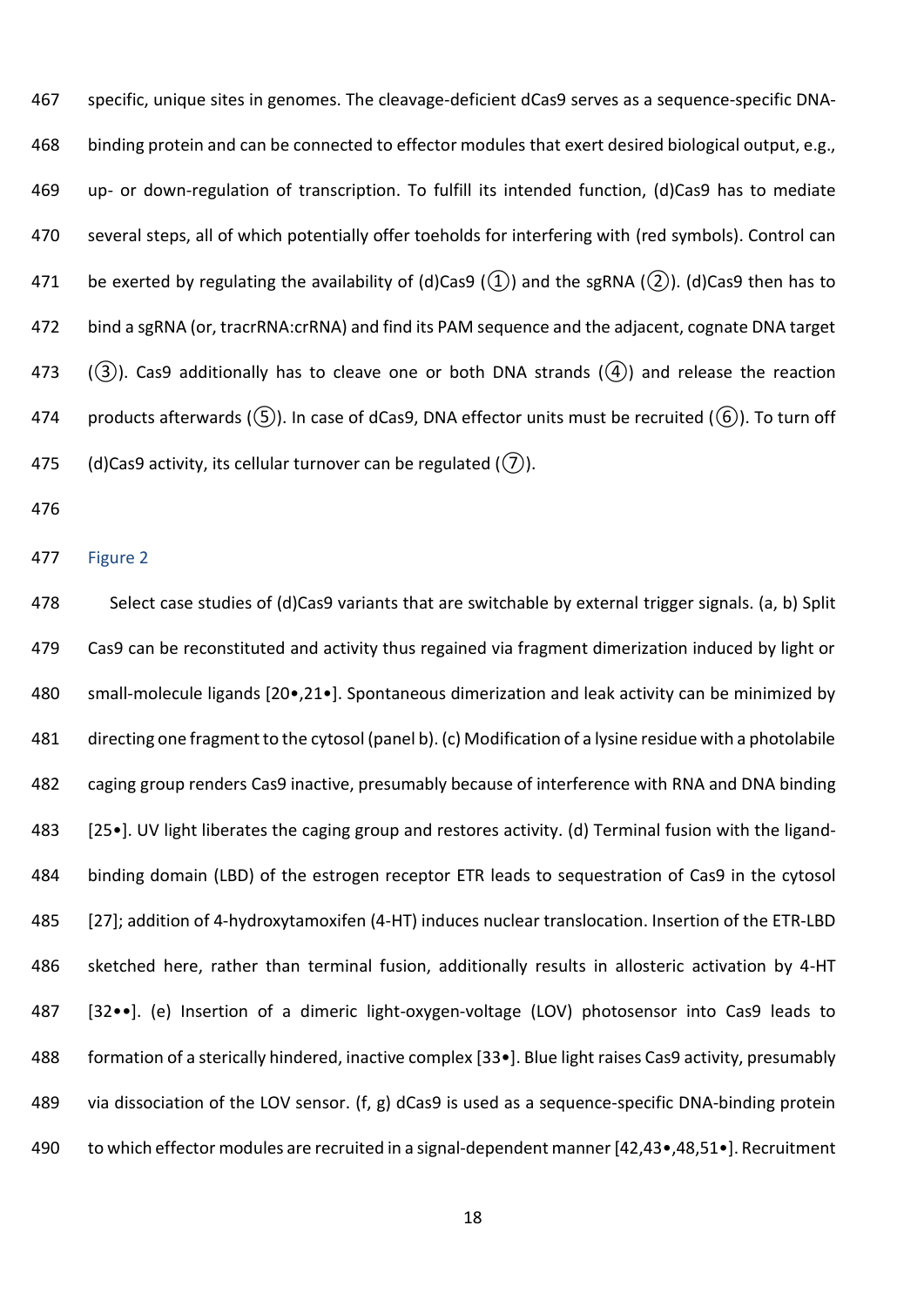specific, unique sites in genomes. The cleavage-deficient dCas9 serves as a sequence-specific DNA-binding protein and can be connected to effector modules that exert desired biological output, e.g., up- or down-regulation of transcription. To fulfill its intended function, (d)Cas9 has to mediate several steps, all of which potentially offer toeholds for interfering with (red symbols). Control can be exerted by regulating the availability of (d)Cas9 (①) and the sgRNA (②). (d)Cas9 then has to bind a sgRNA (or, tracrRNA:crRNA) and find its PAM sequence and the adjacent, cognate DNA target (③). Cas9 additionally has to cleave one or both DNA strands (④) and release the reaction products afterwards (⑤). In case of dCas9, DNA effector units must be recruited (⑥). To turn off (d)Cas9 activity, its cellular turnover can be regulated (⑦).

Figure 2

Select case studies of (d)Cas9 variants that are switchable by external trigger signals. (a, b) Split Cas9 can be reconstituted and activity thus regained via fragment dimerization induced by light or small-molecule ligands [20•,21•]. Spontaneous dimerization and leak activity can be minimized by directing one fragment to the cytosol (panel b). (c) Modification of a lysine residue with a photolabile caging group renders Cas9 inactive, presumably because of interference with RNA and DNA binding [25•]. UV light liberates the caging group and restores activity. (d) Terminal fusion with the ligand-binding domain (LBD) of the estrogen receptor ETR leads to sequestration of Cas9 in the cytosol [27]; addition of 4-hydroxytamoxifen (4-HT) induces nuclear translocation. Insertion of the ETR-LBD sketched here, rather than terminal fusion, additionally results in allosteric activation by 4-HT [32••]. (e) Insertion of a dimeric light-oxygen-voltage (LOV) photosensor into Cas9 leads to formation of a sterically hindered, inactive complex [33•]. Blue light raises Cas9 activity, presumably via dissociation of the LOV sensor. (f, g) dCas9 is used as a sequence-specific DNA-binding protein to which effector modules are recruited in a signal-dependent manner [42,43•,48,51•]. Recruitment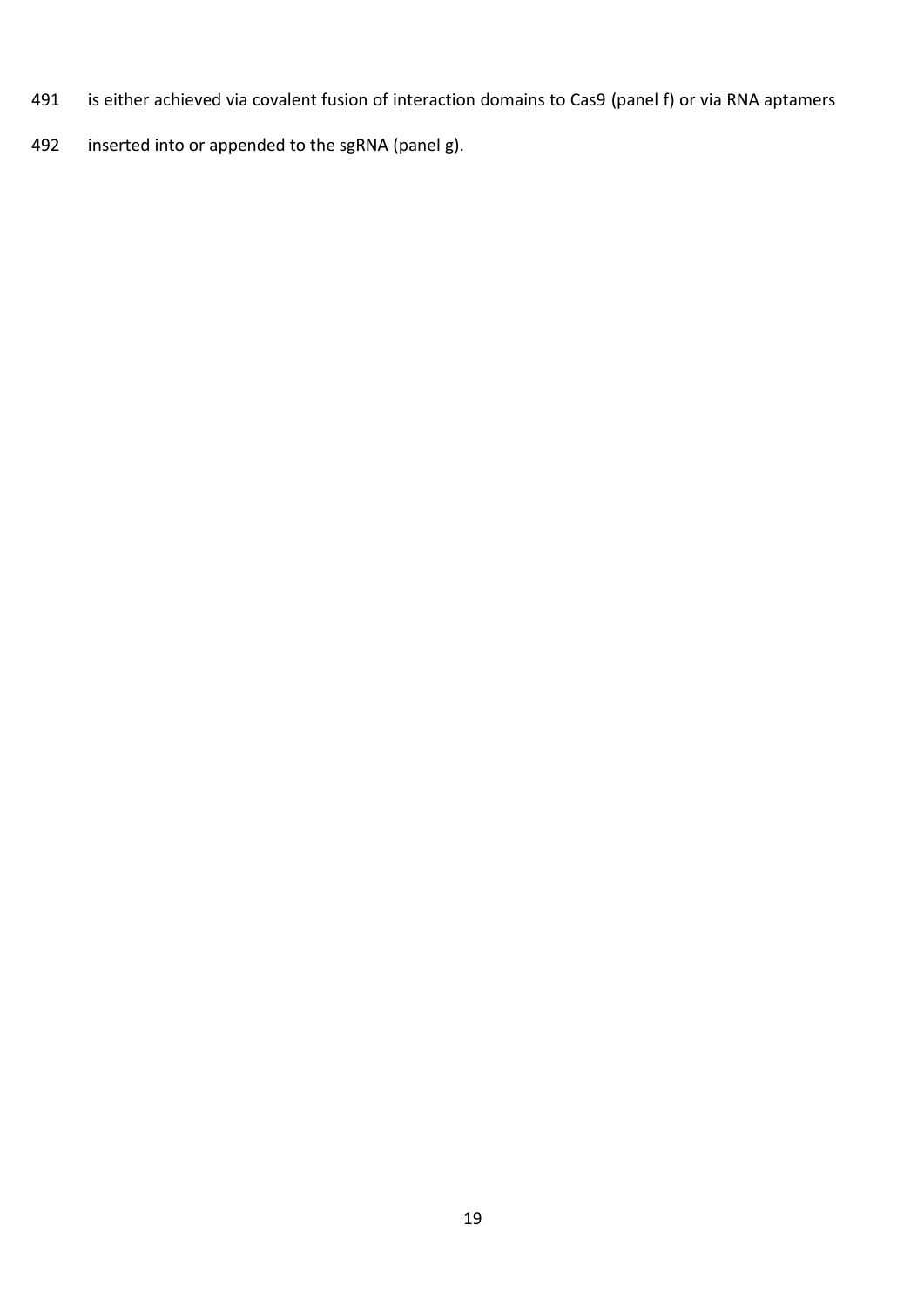is either achieved via covalent fusion of interaction domains to Cas9 (panel f) or via RNA aptamers inserted into or appended to the sgRNA (panel g).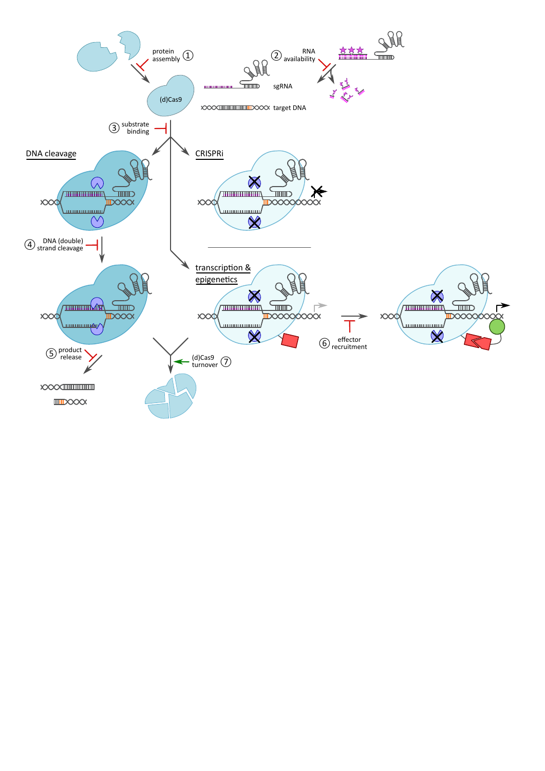protein assembly ①

② RNA availability

(d)Cas9

sgRNA

target DNA

③ substrate binding

DNA cleavage

CRISPRi

④ DNA (double) strand cleavage

transcription & epigenetics

⑥ effector recruitment

⑤ product release

(d)Cas9 turnover ⑦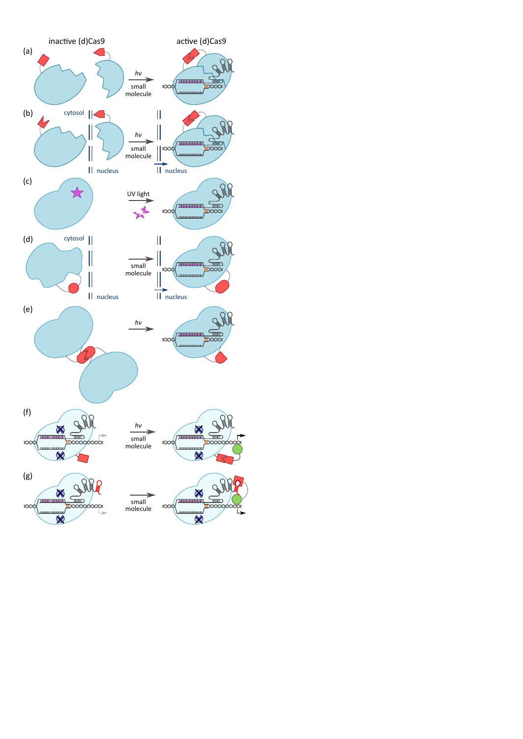inactive (d)Cas9

active (d)Cas9

(a)

hv

small molecule

(b)

cytosol

nucleus

hv

small molecule

nucleus

(c)

UV light

(d)

cytosol

nucleus

small molecule

nucleus

(e)

hv

(f)

hv

small molecule

(g)

small molecule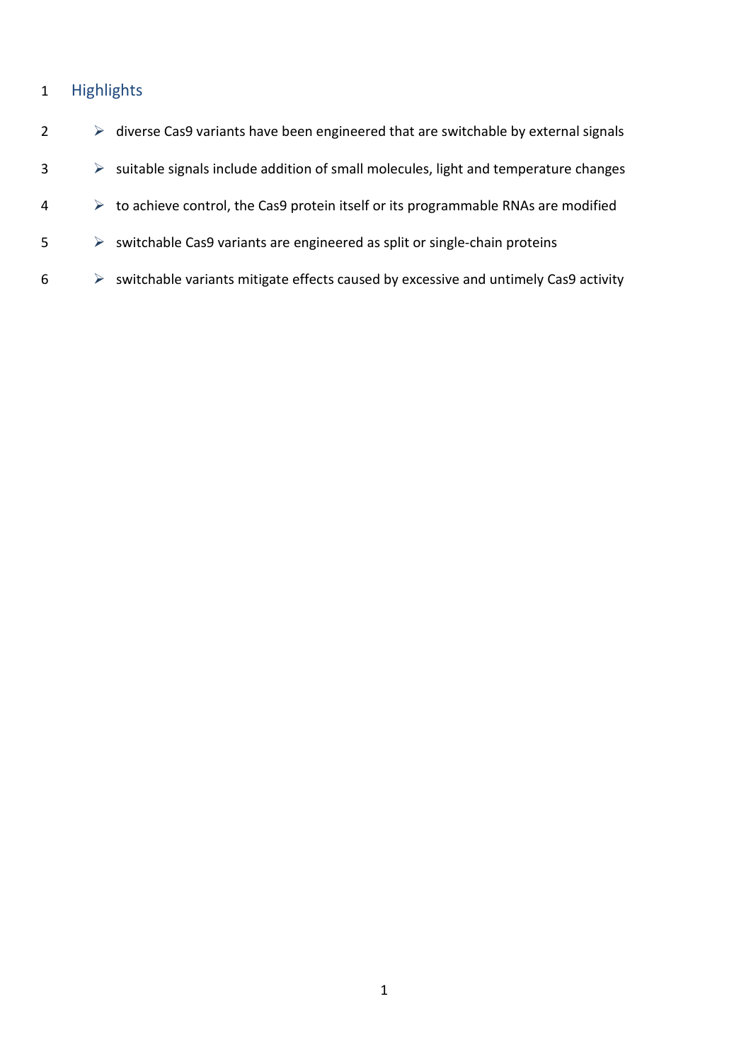## Highlights

- diverse Cas9 variants have been engineered that are switchable by external signals
- suitable signals include addition of small molecules, light and temperature changes
- to achieve control, the Cas9 protein itself or its programmable RNAs are modified
- switchable Cas9 variants are engineered as split or single-chain proteins
- switchable variants mitigate effects caused by excessive and untimely Cas9 activity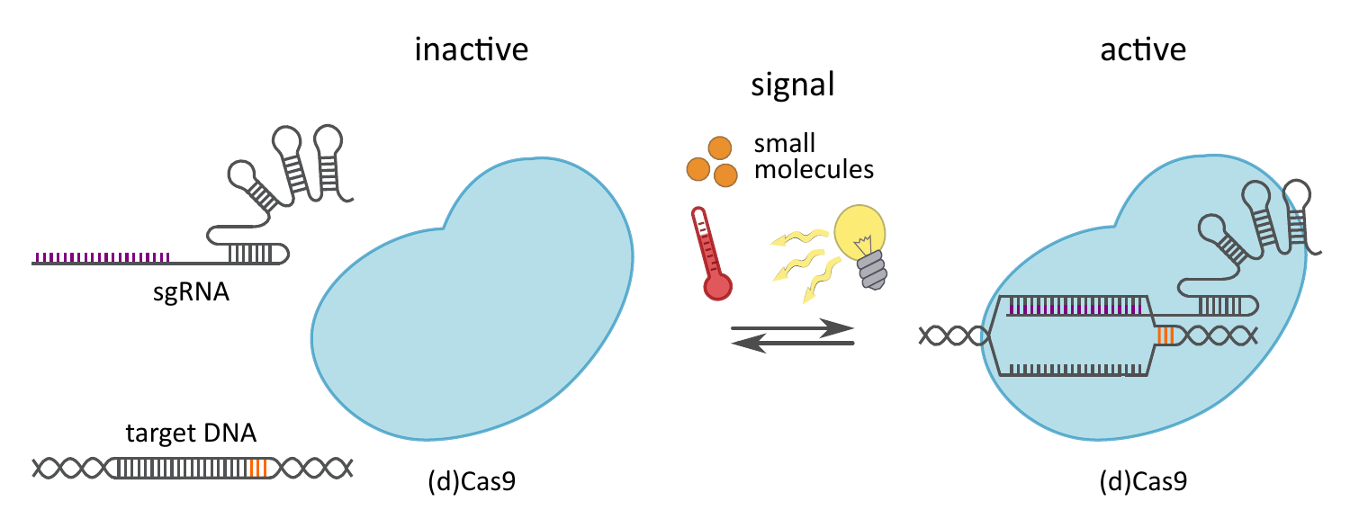inactive

signal

active

small molecules

sgRNA

target DNA

(d)Cas9

(d)Cas9